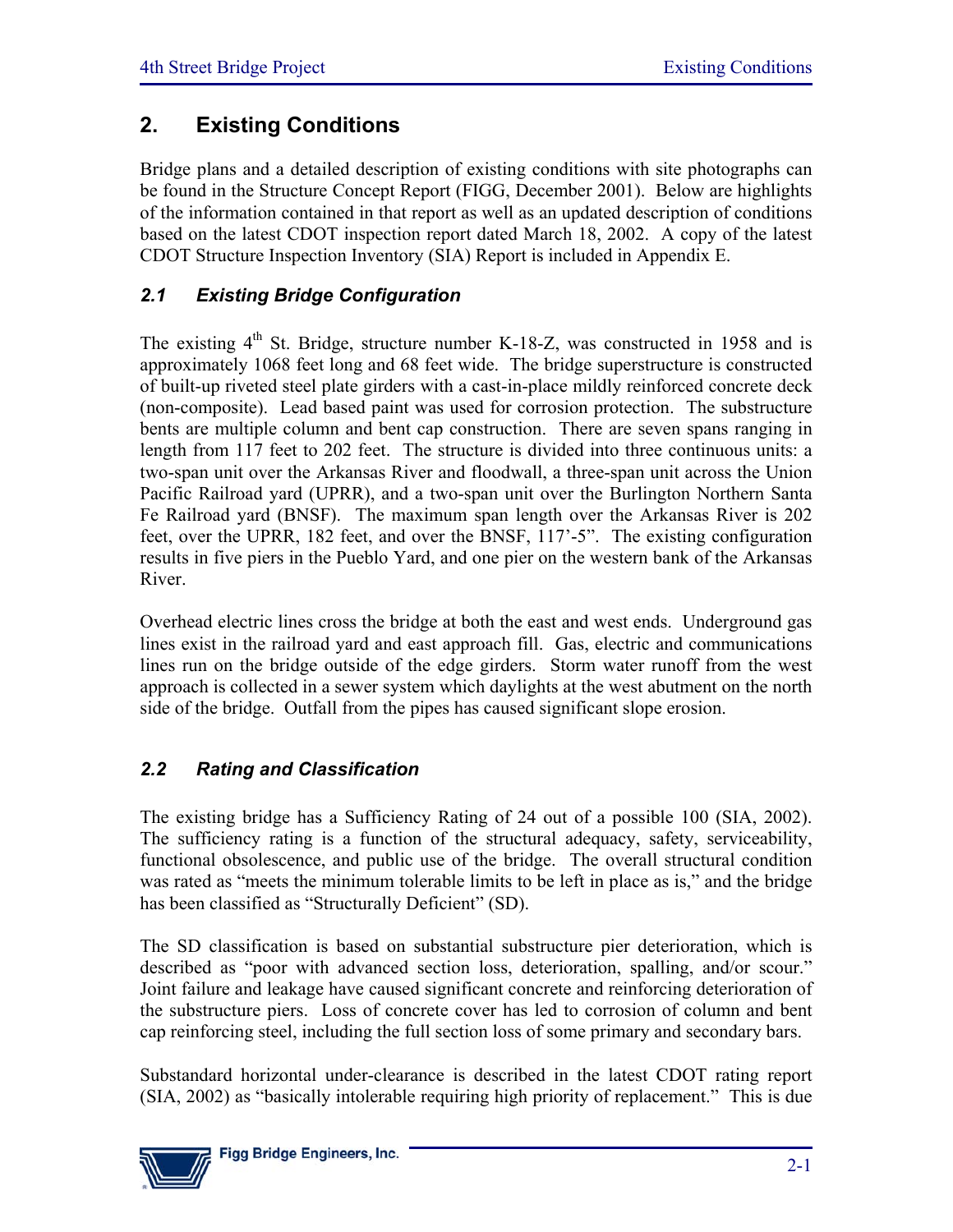# 2. Existing Conditions

Bridge plans and a detailed description of existing conditions with site photographs can be found in the Structure Concept Report (FIGG, December 2001). Below are highlights of the information contained in that report as well as an updated description of conditions based on the latest CDOT inspection report dated March 18, 2002. A copy of the latest CDOT Structure Inspection Inventory (SIA) Report is included in Appendix E.

## *2.1 Existing Bridge Configuration*

The existing 4th St. Bridge, structure number K-18-Z, was constructed in 1958 and is approximately 1068 feet long and 68 feet wide. The bridge superstructure is constructed of built-up riveted steel plate girders with a cast-in-place mildly reinforced concrete deck (non-composite). Lead based paint was used for corrosion protection. The substructure bents are multiple column and bent cap construction. There are seven spans ranging in length from 117 feet to 202 feet. The structure is divided into three continuous units: a two-span unit over the Arkansas River and floodwall, a three-span unit across the Union Pacific Railroad yard (UPRR), and a two-span unit over the Burlington Northern Santa Fe Railroad yard (BNSF). The maximum span length over the Arkansas River is 202 feet, over the UPRR, 182 feet, and over the BNSF, 117'-5". The existing configuration results in five piers in the Pueblo Yard, and one pier on the western bank of the Arkansas River.

Overhead electric lines cross the bridge at both the east and west ends. Underground gas lines exist in the railroad yard and east approach fill. Gas, electric and communications lines run on the bridge outside of the edge girders. Storm water runoff from the west approach is collected in a sewer system which daylights at the west abutment on the north side of the bridge. Outfall from the pipes has caused significant slope erosion.

## *2.2 Rating and Classification*

The existing bridge has a Sufficiency Rating of 24 out of a possible 100 (SIA, 2002). The sufficiency rating is a function of the structural adequacy, safety, serviceability, functional obsolescence, and public use of the bridge. The overall structural condition was rated as "meets the minimum tolerable limits to be left in place as is," and the bridge has been classified as "Structurally Deficient" (SD).

The SD classification is based on substantial substructure pier deterioration, which is described as "poor with advanced section loss, deterioration, spalling, and/or scour." Joint failure and leakage have caused significant concrete and reinforcing deterioration of the substructure piers. Loss of concrete cover has led to corrosion of column and bent cap reinforcing steel, including the full section loss of some primary and secondary bars.

Substandard horizontal under-clearance is described in the latest CDOT rating report (SIA, 2002) as "basically intolerable requiring high priority of replacement." This is due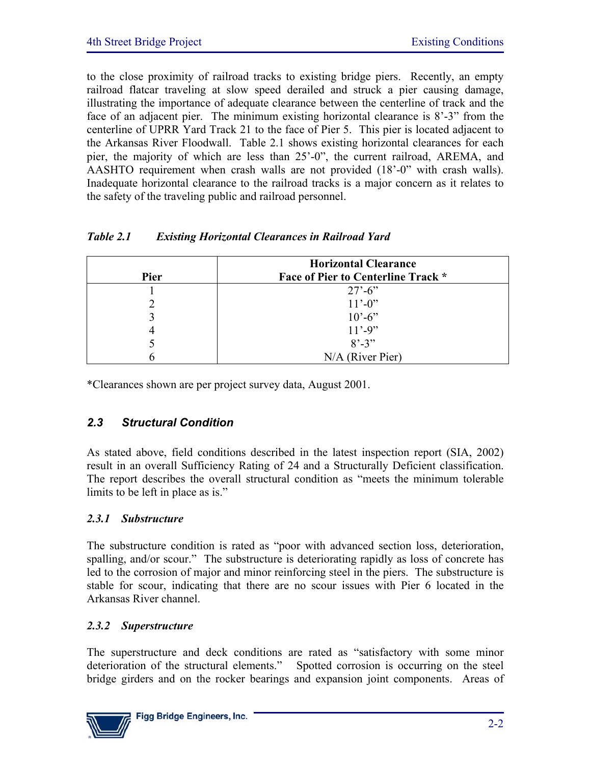to the close proximity of railroad tracks to existing bridge piers. Recently, an empty railroad flatcar traveling at slow speed derailed and struck a pier causing damage, illustrating the importance of adequate clearance between the centerline of track and the face of an adjacent pier. The minimum existing horizontal clearance is 8'-3" from the centerline of UPRR Yard Track 21 to the face of Pier 5. This pier is located adjacent to the Arkansas River Floodwall. Table 2.1 shows existing horizontal clearances for each pier, the majority of which are less than 25'-0", the current railroad, AREMA, and AASHTO requirement when crash walls are not provided (18'-0" with crash walls). Inadequate horizontal clearance to the railroad tracks is a major concern as it relates to the safety of the traveling public and railroad personnel.

*Table 2.1 Existing Horizontal Clearances in Railroad Yard*

| Pier | Horizontal Clearance Face of Pier to Centerline Track * |
|---|---|
| 1 | 27'-6" |
| 2 | 11'-0" |
| 3 | 10'-6" |
| 4 | 11'-9" |
| 5 | 8'-3" |
| 6 | N/A (River Pier) |

*Clearances shown are per project survey data, August 2001.

## 2.3 Structural Condition

As stated above, field conditions described in the latest inspection report (SIA, 2002) result in an overall Sufficiency Rating of 24 and a Structurally Deficient classification. The report describes the overall structural condition as "meets the minimum tolerable limits to be left in place as is."

### 2.3.1 Substructure

The substructure condition is rated as "poor with advanced section loss, deterioration, spalling, and/or scour." The substructure is deteriorating rapidly as loss of concrete has led to the corrosion of major and minor reinforcing steel in the piers. The substructure is stable for scour, indicating that there are no scour issues with Pier 6 located in the Arkansas River channel.

### 2.3.2 Superstructure

The superstructure and deck conditions are rated as "satisfactory with some minor deterioration of the structural elements." Spotted corrosion is occurring on the steel bridge girders and on the rocker bearings and expansion joint components. Areas of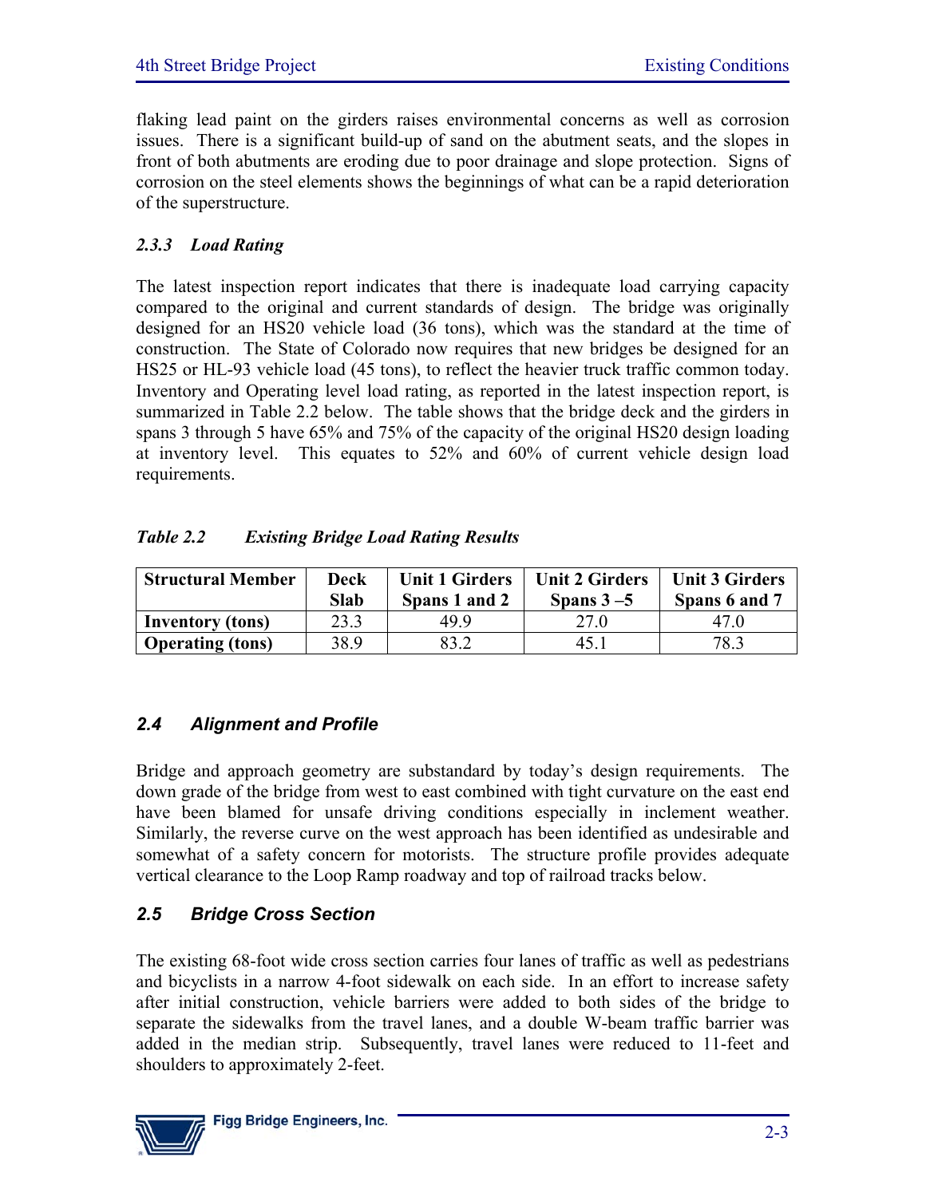flaking lead paint on the girders raises environmental concerns as well as corrosion issues. There is a significant build-up of sand on the abutment seats, and the slopes in front of both abutments are eroding due to poor drainage and slope protection. Signs of corrosion on the steel elements shows the beginnings of what can be a rapid deterioration of the superstructure.

### *2.3.3 Load Rating*

The latest inspection report indicates that there is inadequate load carrying capacity compared to the original and current standards of design. The bridge was originally designed for an HS20 vehicle load (36 tons), which was the standard at the time of construction. The State of Colorado now requires that new bridges be designed for an HS25 or HL-93 vehicle load (45 tons), to reflect the heavier truck traffic common today. Inventory and Operating level load rating, as reported in the latest inspection report, is summarized in Table 2.2 below. The table shows that the bridge deck and the girders in spans 3 through 5 have 65% and 75% of the capacity of the original HS20 design loading at inventory level. This equates to 52% and 60% of current vehicle design load requirements.

***Table 2.2 Existing Bridge Load Rating Results***

| Structural Member | Deck Slab | Unit 1 Girders Spans 1 and 2 | Unit 2 Girders Spans 3 –5 | Unit 3 Girders Spans 6 and 7 |
|---|---|---|---|---|
| **Inventory (tons)** | 23.3 | 49.9 | 27.0 | 47.0 |
| **Operating (tons)** | 38.9 | 83.2 | 45.1 | 78.3 |

## *2.4 Alignment and Profile*

Bridge and approach geometry are substandard by today's design requirements. The down grade of the bridge from west to east combined with tight curvature on the east end have been blamed for unsafe driving conditions especially in inclement weather. Similarly, the reverse curve on the west approach has been identified as undesirable and somewhat of a safety concern for motorists. The structure profile provides adequate vertical clearance to the Loop Ramp roadway and top of railroad tracks below.

## *2.5 Bridge Cross Section*

The existing 68-foot wide cross section carries four lanes of traffic as well as pedestrians and bicyclists in a narrow 4-foot sidewalk on each side. In an effort to increase safety after initial construction, vehicle barriers were added to both sides of the bridge to separate the sidewalks from the travel lanes, and a double W-beam traffic barrier was added in the median strip. Subsequently, travel lanes were reduced to 11-feet and shoulders to approximately 2-feet.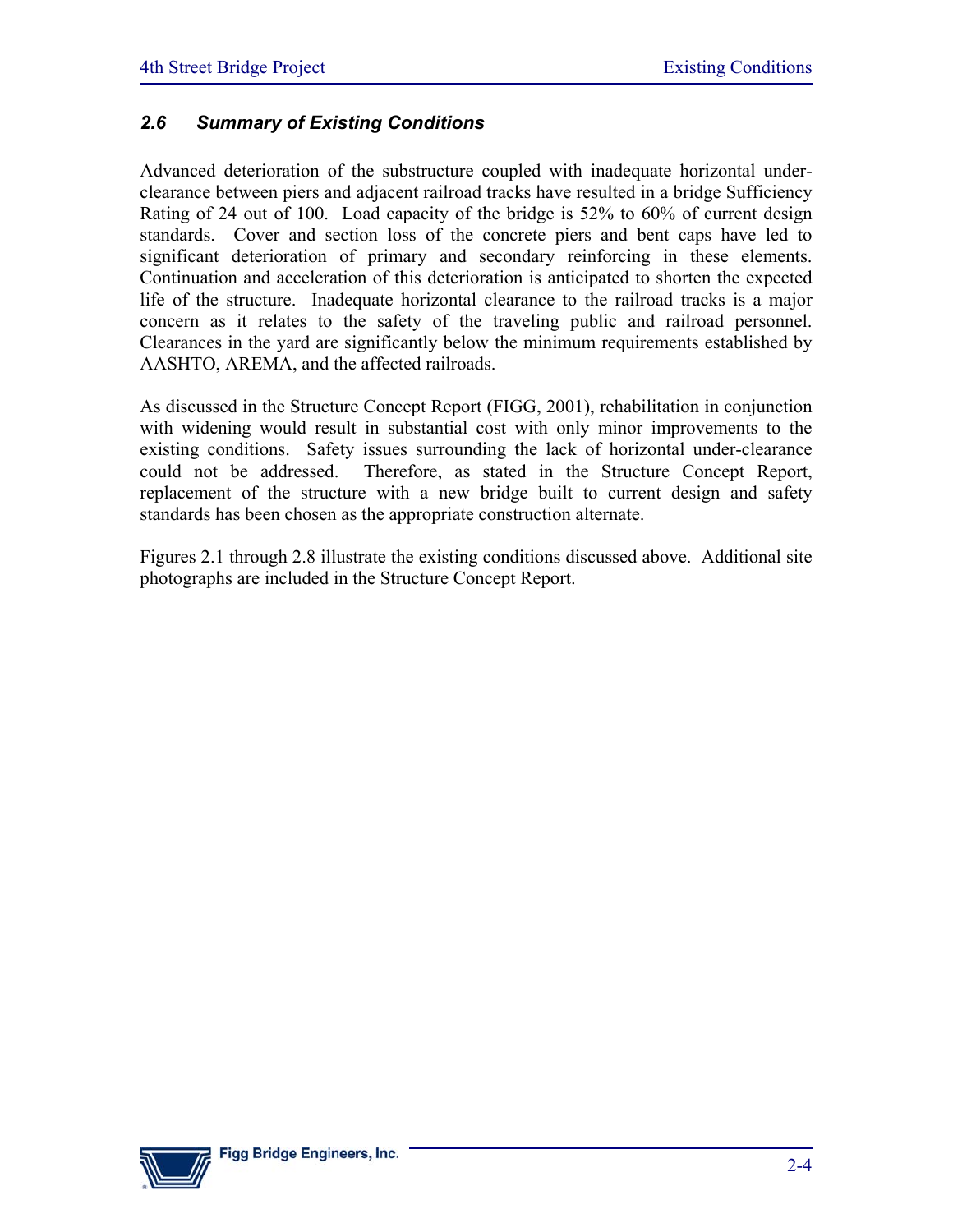## *2.6 Summary of Existing Conditions*

Advanced deterioration of the substructure coupled with inadequate horizontal under-clearance between piers and adjacent railroad tracks have resulted in a bridge Sufficiency Rating of 24 out of 100. Load capacity of the bridge is 52% to 60% of current design standards. Cover and section loss of the concrete piers and bent caps have led to significant deterioration of primary and secondary reinforcing in these elements. Continuation and acceleration of this deterioration is anticipated to shorten the expected life of the structure. Inadequate horizontal clearance to the railroad tracks is a major concern as it relates to the safety of the traveling public and railroad personnel. Clearances in the yard are significantly below the minimum requirements established by AASHTO, AREMA, and the affected railroads.

As discussed in the Structure Concept Report (FIGG, 2001), rehabilitation in conjunction with widening would result in substantial cost with only minor improvements to the existing conditions. Safety issues surrounding the lack of horizontal under-clearance could not be addressed. Therefore, as stated in the Structure Concept Report, replacement of the structure with a new bridge built to current design and safety standards has been chosen as the appropriate construction alternate.

Figures 2.1 through 2.8 illustrate the existing conditions discussed above. Additional site photographs are included in the Structure Concept Report.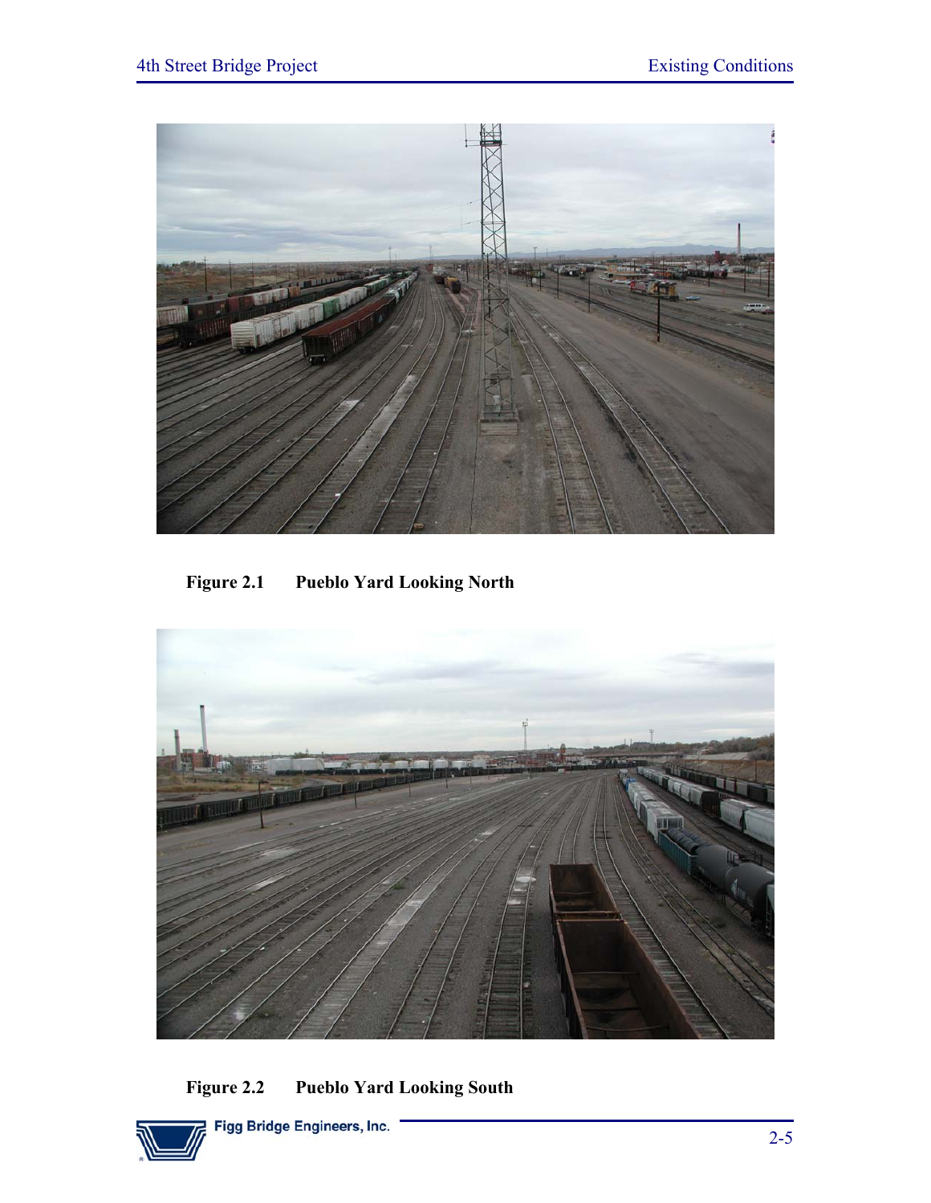**Figure 2.1 Pueblo Yard Looking North**

**Figure 2.2 Pueblo Yard Looking South**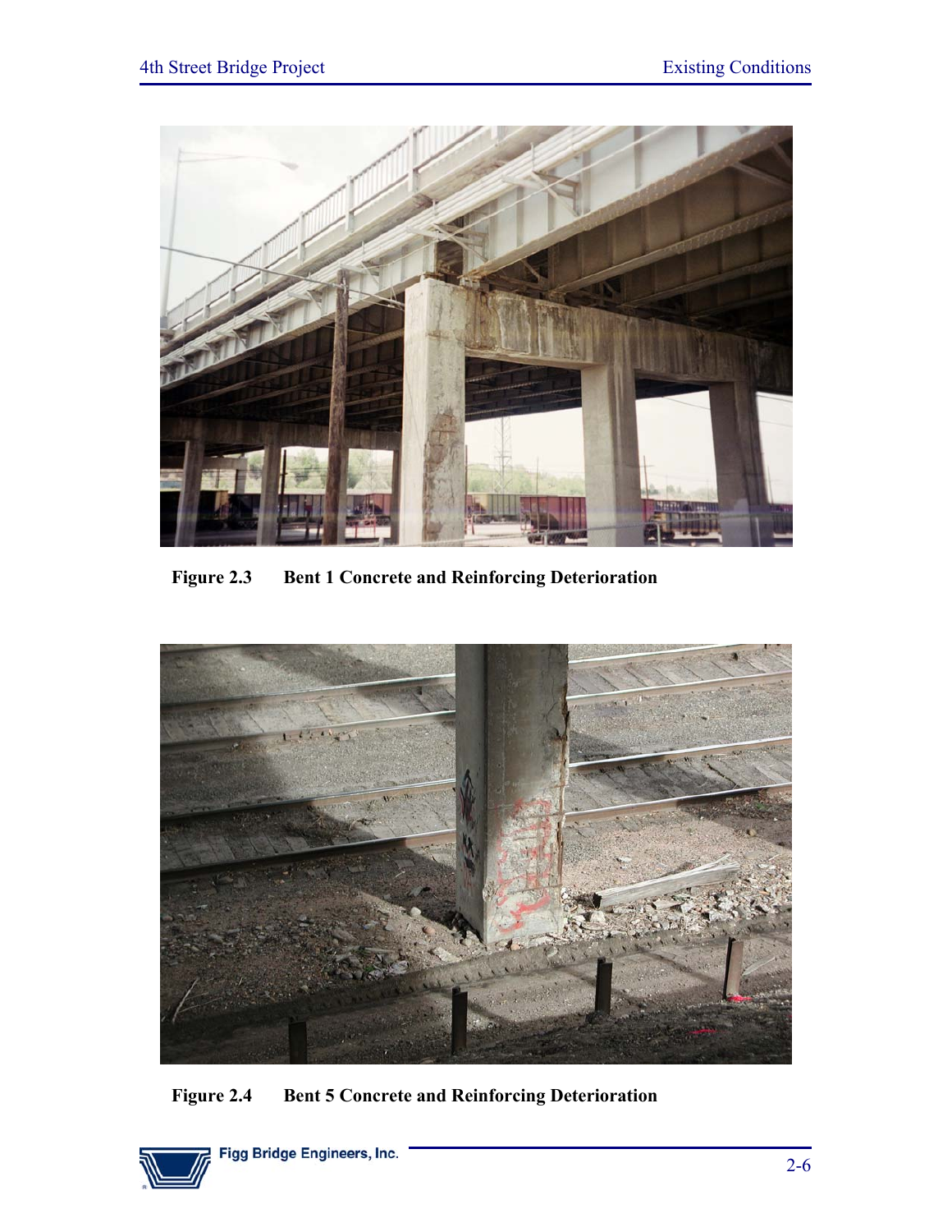Figure 2.3 Bent 1 Concrete and Reinforcing Deterioration

Figure 2.4 Bent 5 Concrete and Reinforcing Deterioration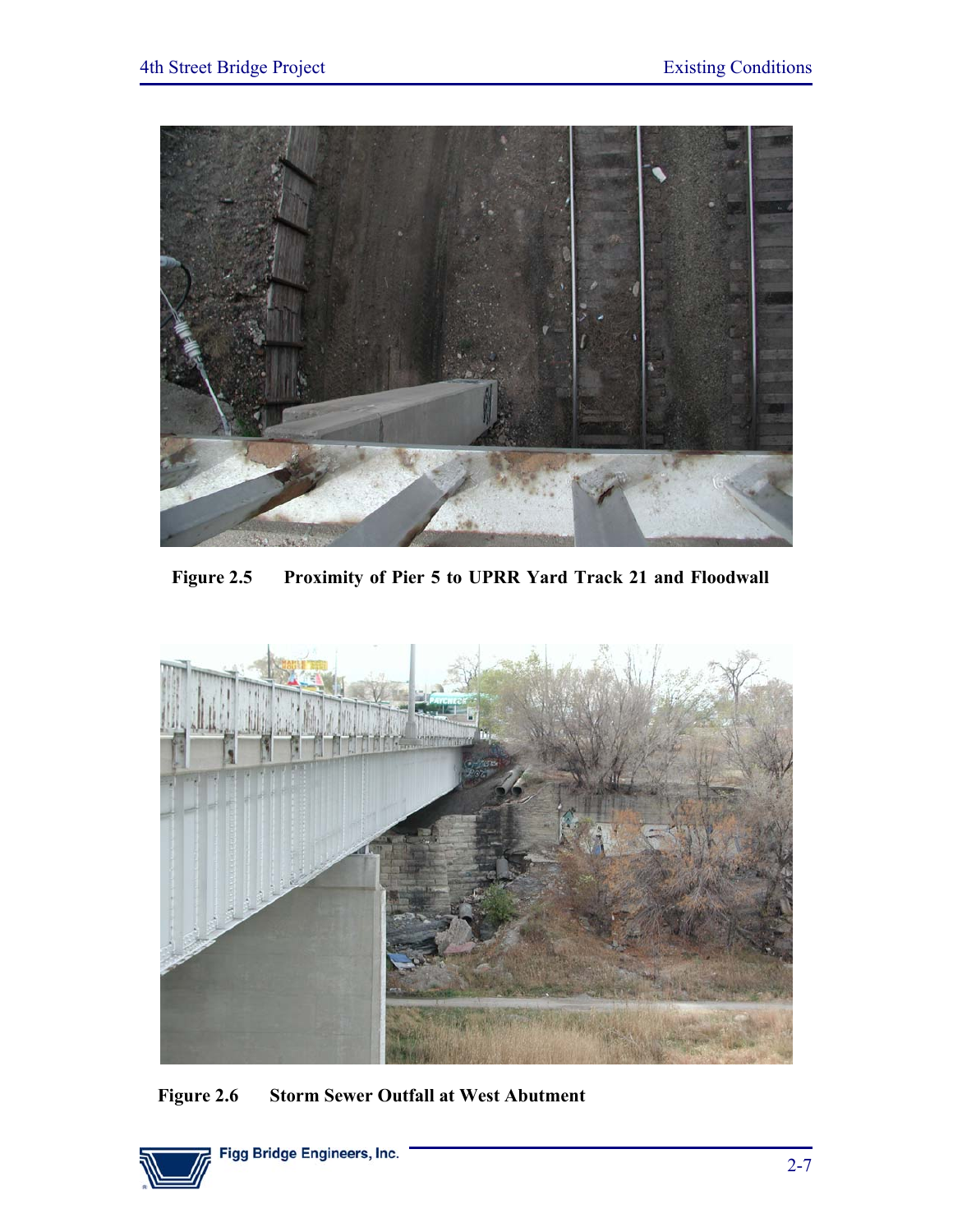**Figure 2.5 Proximity of Pier 5 to UPRR Yard Track 21 and Floodwall**

**Figure 2.6 Storm Sewer Outfall at West Abutment**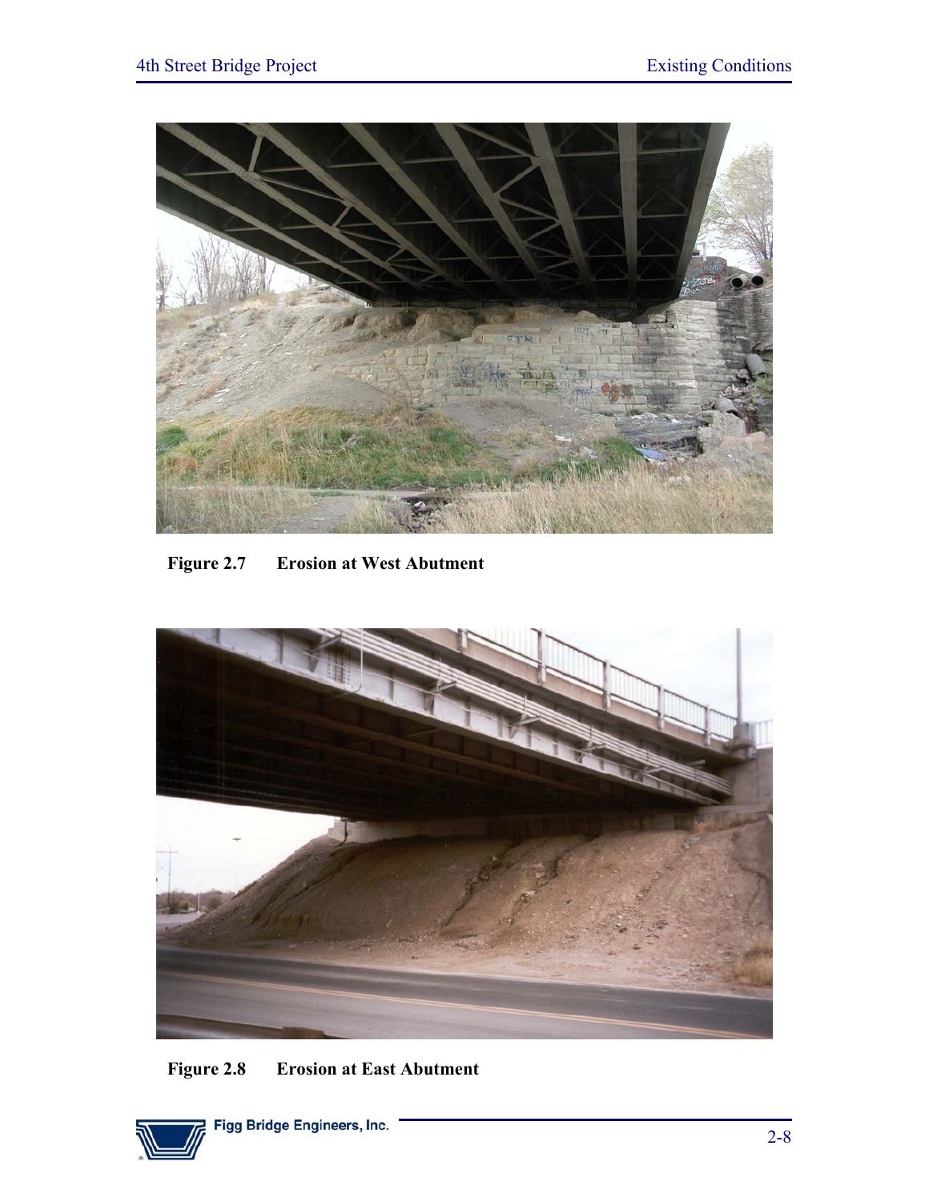**Figure 2.7 Erosion at West Abutment**

**Figure 2.8 Erosion at East Abutment**